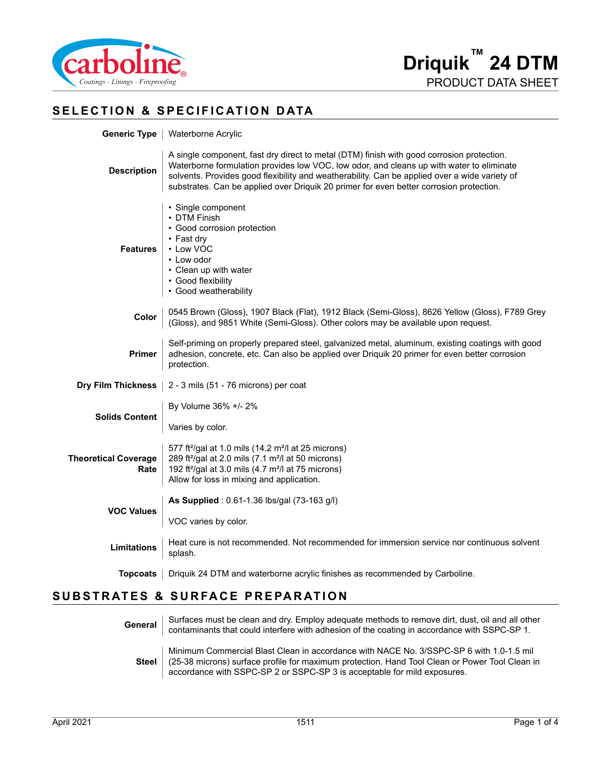# Driquik™ 24 DTM

PRODUCT DATA SHEET

## SELECTION & SPECIFICATION DATA

**Generic Type**

Waterborne Acrylic

**Description**

A single component, fast dry direct to metal (DTM) finish with good corrosion protection. Waterborne formulation provides low VOC, low odor, and cleans up with water to eliminate solvents. Provides good flexibility and weatherability. Can be applied over a wide variety of substrates. Can be applied over Driquik 20 primer for even better corrosion protection.

**Features**

- Single component
- DTM Finish
- Good corrosion protection
- Fast dry
- Low VOC
- Low odor
- Clean up with water
- Good flexibility
- Good weatherability

**Color**

0545 Brown (Gloss), 1907 Black (Flat), 1912 Black (Semi-Gloss), 8626 Yellow (Gloss), F789 Grey (Gloss), and 9851 White (Semi-Gloss). Other colors may be available upon request.

**Primer**

Self-priming on properly prepared steel, galvanized metal, aluminum, existing coatings with good adhesion, concrete, etc. Can also be applied over Driquik 20 primer for even better corrosion protection.

**Dry Film Thickness**

2 - 3 mils (51 - 76 microns) per coat

**Solids Content**

By Volume 36% +/- 2%

Varies by color.

**Theoretical Coverage Rate**

577 ft²/gal at 1.0 mils (14.2 m²/l at 25 microns)
289 ft²/gal at 2.0 mils (7.1 m²/l at 50 microns)
192 ft²/gal at 3.0 mils (4.7 m²/l at 75 microns)
Allow for loss in mixing and application.

**VOC Values**

**As Supplied** : 0.61-1.36 lbs/gal (73-163 g/l)

VOC varies by color.

**Limitations**

Heat cure is not recommended. Not recommended for immersion service nor continuous solvent splash.

**Topcoats**

Driquik 24 DTM and waterborne acrylic finishes as recommended by Carboline.

## SUBSTRATES & SURFACE PREPARATION

**General**

Surfaces must be clean and dry. Employ adequate methods to remove dirt, dust, oil and all other contaminants that could interfere with adhesion of the coating in accordance with SSPC-SP 1.

**Steel**

Minimum Commercial Blast Clean in accordance with NACE No. 3/SSPC-SP 6 with 1.0-1.5 mil (25-38 microns) surface profile for maximum protection. Hand Tool Clean or Power Tool Clean in accordance with SSPC-SP 2 or SSPC-SP 3 is acceptable for mild exposures.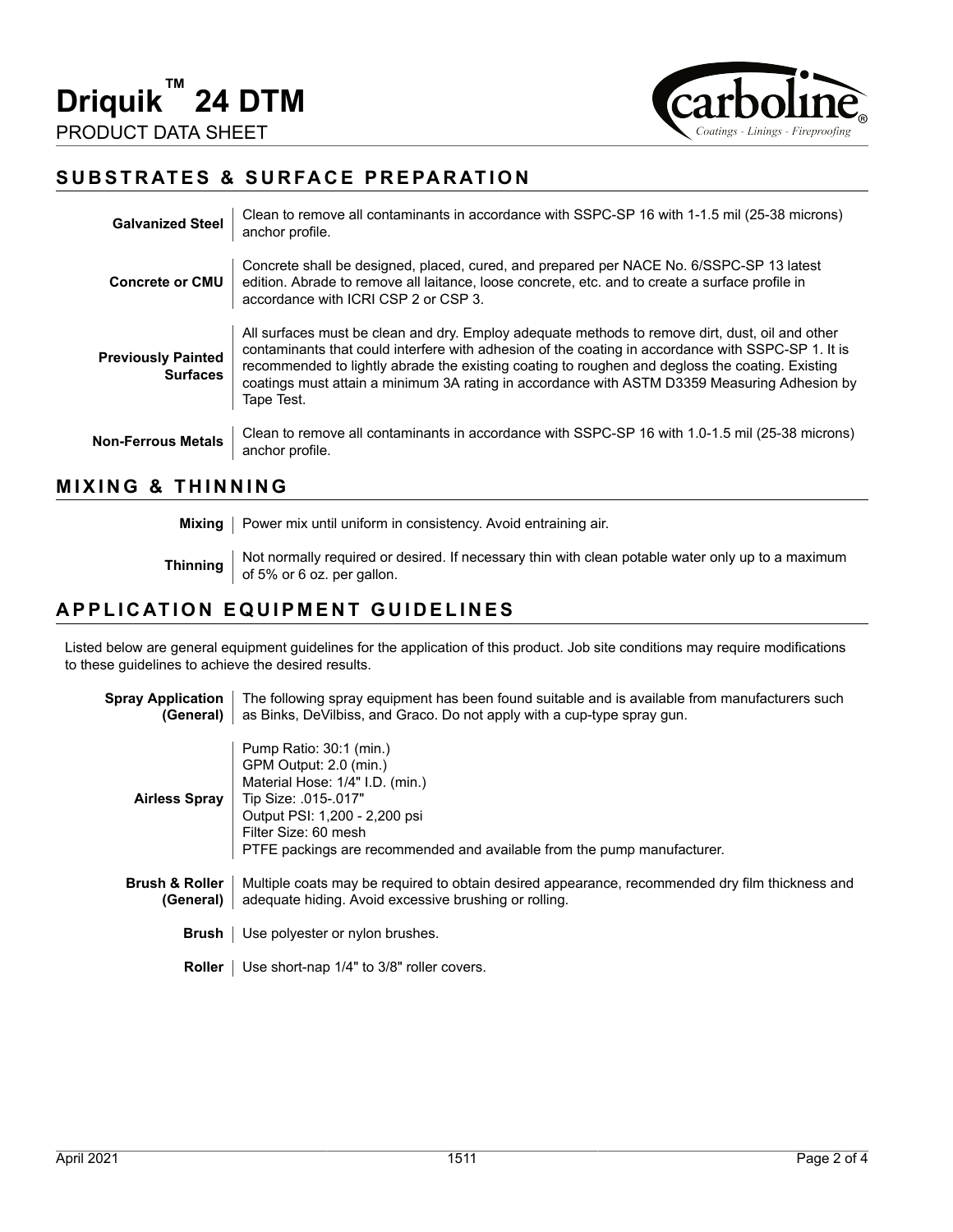## SUBSTRATES & SURFACE PREPARATION

| | |
|---|---|
| **Galvanized Steel** | Clean to remove all contaminants in accordance with SSPC-SP 16 with 1-1.5 mil (25-38 microns) anchor profile. |
| **Concrete or CMU** | Concrete shall be designed, placed, cured, and prepared per NACE No. 6/SSPC-SP 13 latest edition. Abrade to remove all laitance, loose concrete, etc. and to create a surface profile in accordance with ICRI CSP 2 or CSP 3. |
| **Previously Painted Surfaces** | All surfaces must be clean and dry. Employ adequate methods to remove dirt, dust, oil and other contaminants that could interfere with adhesion of the coating in accordance with SSPC-SP 1. It is recommended to lightly abrade the existing coating to roughen and degloss the coating. Existing coatings must attain a minimum 3A rating in accordance with ASTM D3359 Measuring Adhesion by Tape Test. |
| **Non-Ferrous Metals** | Clean to remove all contaminants in accordance with SSPC-SP 16 with 1.0-1.5 mil (25-38 microns) anchor profile. |

## MIXING & THINNING

| | |
|---|---|
| **Mixing** | Power mix until uniform in consistency. Avoid entraining air. |
| **Thinning** | Not normally required or desired. If necessary thin with clean potable water only up to a maximum of 5% or 6 oz. per gallon. |

## APPLICATION EQUIPMENT GUIDELINES

Listed below are general equipment guidelines for the application of this product. Job site conditions may require modifications to these guidelines to achieve the desired results.

| | |
|---|---|
| **Spray Application (General)** | The following spray equipment has been found suitable and is available from manufacturers such as Binks, DeVilbiss, and Graco. Do not apply with a cup-type spray gun. |
| **Airless Spray** | Pump Ratio: 30:1 (min.)<br>GPM Output: 2.0 (min.)<br>Material Hose: 1/4" I.D. (min.)<br>Tip Size: .015-.017"<br>Output PSI: 1,200 - 2,200 psi<br>Filter Size: 60 mesh<br>PTFE packings are recommended and available from the pump manufacturer. |
| **Brush & Roller (General)** | Multiple coats may be required to obtain desired appearance, recommended dry film thickness and adequate hiding. Avoid excessive brushing or rolling. |
| **Brush** | Use polyester or nylon brushes. |
| **Roller** | Use short-nap 1/4" to 3/8" roller covers. |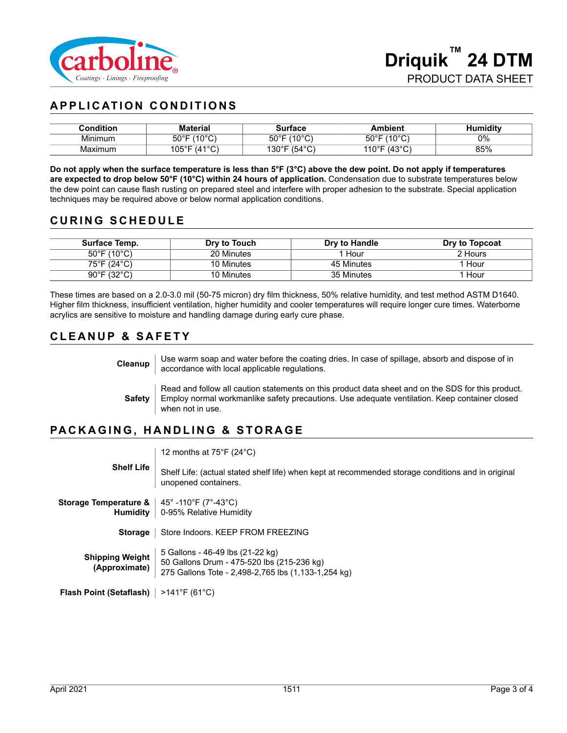# Driquik™ 24 DTM

PRODUCT DATA SHEET

## APPLICATION CONDITIONS

| Condition | Material | Surface | Ambient | Humidity |
|---|---|---|---|---|
| Minimum | 50°F (10°C) | 50°F (10°C) | 50°F (10°C) | 0% |
| Maximum | 105°F (41°C) | 130°F (54°C) | 110°F (43°C) | 85% |

**Do not apply when the surface temperature is less than 5°F (3°C) above the dew point. Do not apply if temperatures are expected to drop below 50°F (10°C) within 24 hours of application.** Condensation due to substrate temperatures below the dew point can cause flash rusting on prepared steel and interfere with proper adhesion to the substrate. Special application techniques may be required above or below normal application conditions.

## CURING SCHEDULE

| Surface Temp. | Dry to Touch | Dry to Handle | Dry to Topcoat |
|---|---|---|---|
| 50°F (10°C) | 20 Minutes | 1 Hour | 2 Hours |
| 75°F (24°C) | 10 Minutes | 45 Minutes | 1 Hour |
| 90°F (32°C) | 10 Minutes | 35 Minutes | 1 Hour |

These times are based on a 2.0-3.0 mil (50-75 micron) dry film thickness, 50% relative humidity, and test method ASTM D1640. Higher film thickness, insufficient ventilation, higher humidity and cooler temperatures will require longer cure times. Waterborne acrylics are sensitive to moisture and handling damage during early cure phase.

## CLEANUP & SAFETY

**Cleanup**: Use warm soap and water before the coating dries. In case of spillage, absorb and dispose of in accordance with local applicable regulations.

**Safety**: Read and follow all caution statements on this product data sheet and on the SDS for this product. Employ normal workmanlike safety precautions. Use adequate ventilation. Keep container closed when not in use.

## PACKAGING, HANDLING & STORAGE

**Shelf Life**: 12 months at 75°F (24°C)

Shelf Life: (actual stated shelf life) when kept at recommended storage conditions and in original unopened containers.

**Storage Temperature & Humidity**: 45° -110°F (7°-43°C)
0-95% Relative Humidity

**Storage**: Store Indoors. KEEP FROM FREEZING

**Shipping Weight (Approximate)**:
5 Gallons - 46-49 lbs (21-22 kg)
50 Gallons Drum - 475-520 lbs (215-236 kg)
275 Gallons Tote - 2,498-2,765 lbs (1,133-1,254 kg)

**Flash Point (Setaflash)**: >141°F (61°C)

April 2021 1511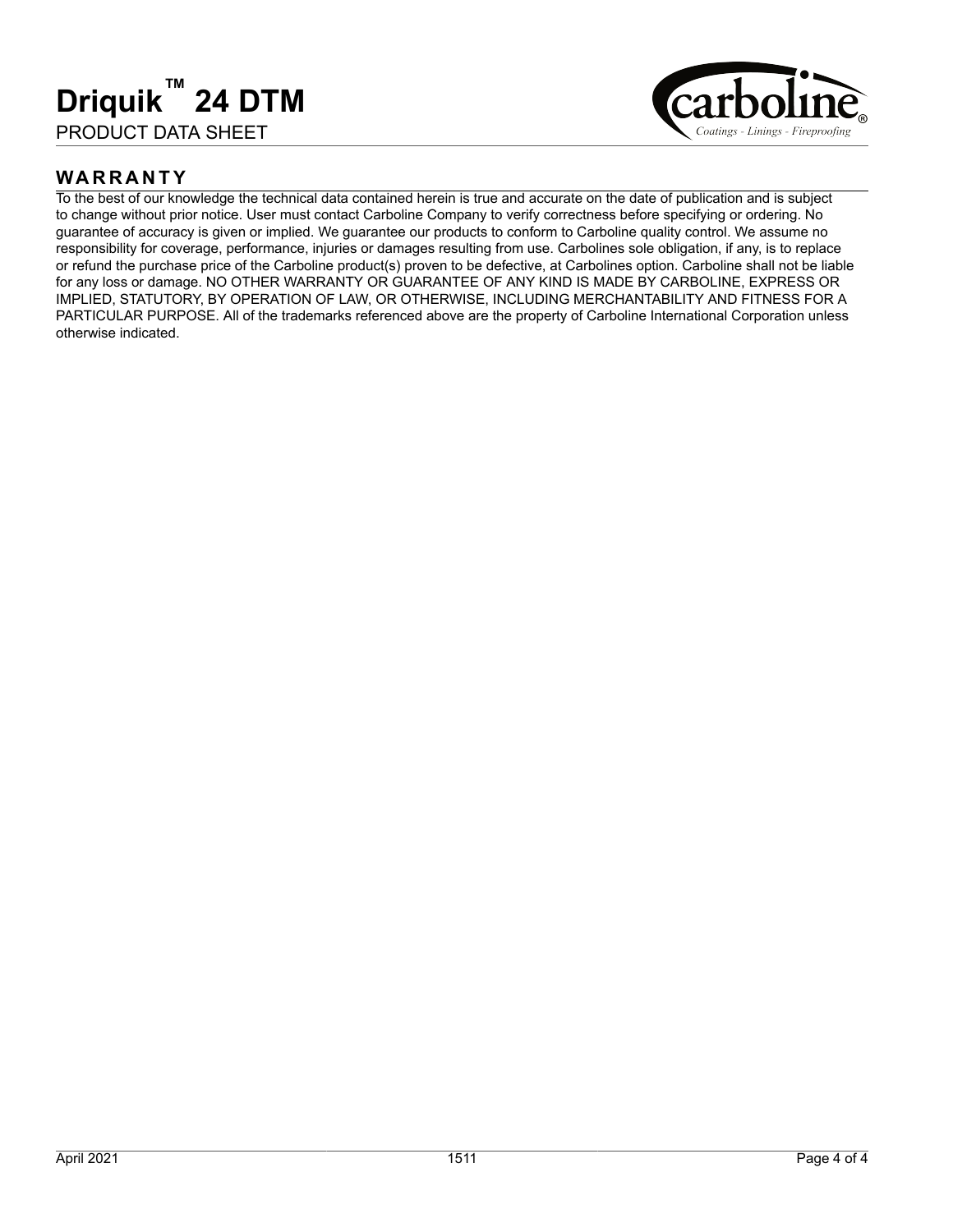## WARRANTY

To the best of our knowledge the technical data contained herein is true and accurate on the date of publication and is subject to change without prior notice. User must contact Carboline Company to verify correctness before specifying or ordering. No guarantee of accuracy is given or implied. We guarantee our products to conform to Carboline quality control. We assume no responsibility for coverage, performance, injuries or damages resulting from use. Carbolines sole obligation, if any, is to replace or refund the purchase price of the Carboline product(s) proven to be defective, at Carbolines option. Carboline shall not be liable for any loss or damage. NO OTHER WARRANTY OR GUARANTEE OF ANY KIND IS MADE BY CARBOLINE, EXPRESS OR IMPLIED, STATUTORY, BY OPERATION OF LAW, OR OTHERWISE, INCLUDING MERCHANTABILITY AND FITNESS FOR A PARTICULAR PURPOSE. All of the trademarks referenced above are the property of Carboline International Corporation unless otherwise indicated.